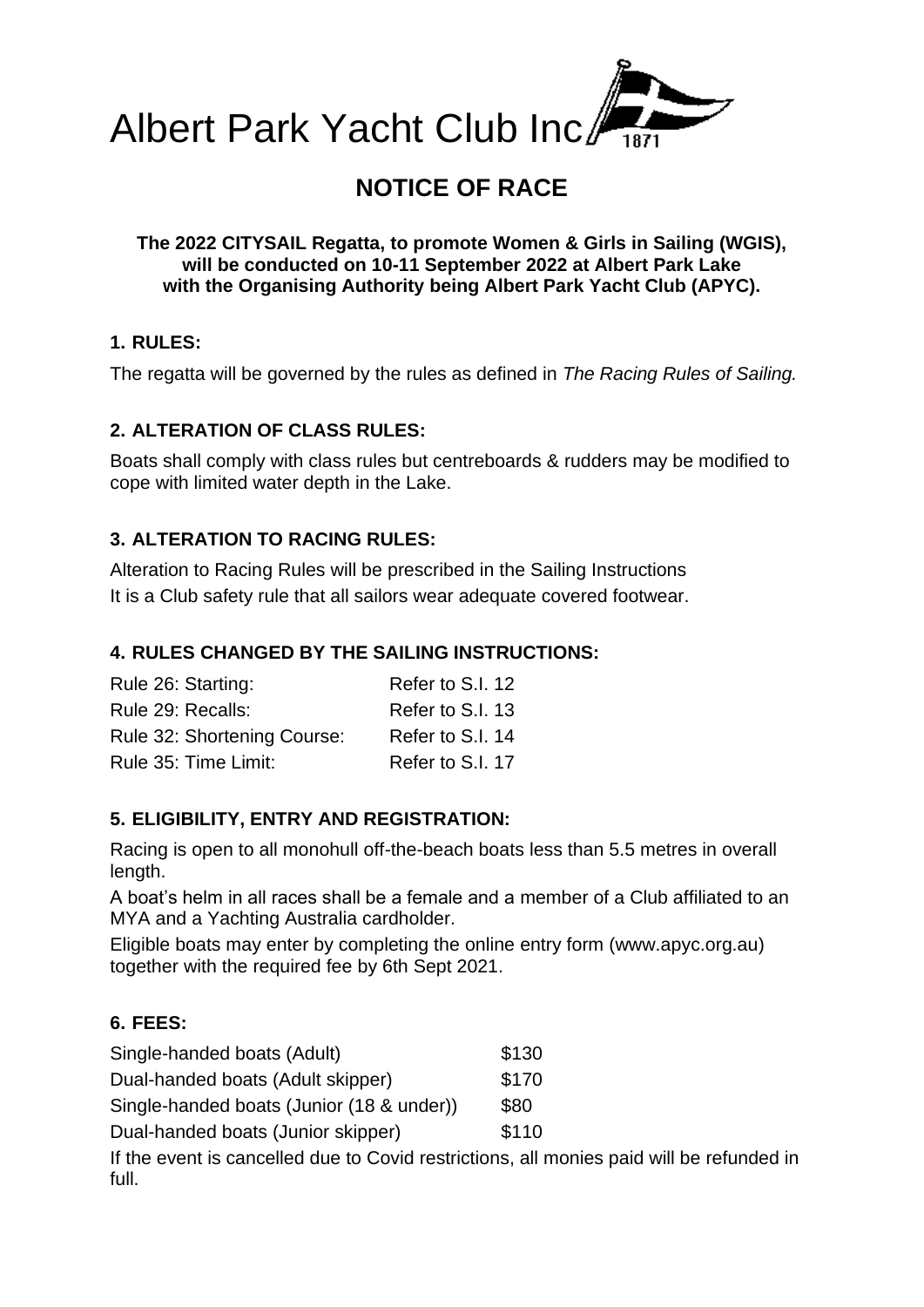# Albert Park Yacht Club Inc

## NOTICE OF RACE

**The 2022 CITYSAIL Regatta, to promote Women & Girls in Sailing (WGIS), will be conducted on 10-11 September 2022 at Albert Park Lake with the Organising Authority being Albert Park Yacht Club (APYC).**

### 1. RULES:

The regatta will be governed by the rules as defined in *The Racing Rules of Sailing.*

### 2. ALTERATION OF CLASS RULES:

Boats shall comply with class rules but centreboards & rudders may be modified to cope with limited water depth in the Lake.

### 3. ALTERATION TO RACING RULES:

Alteration to Racing Rules will be prescribed in the Sailing Instructions
It is a Club safety rule that all sailors wear adequate covered footwear.

### 4. RULES CHANGED BY THE SAILING INSTRUCTIONS:

| | |
|---|---|
| Rule 26: Starting: | Refer to S.I. 12 |
| Rule 29: Recalls: | Refer to S.I. 13 |
| Rule 32: Shortening Course: | Refer to S.I. 14 |
| Rule 35: Time Limit: | Refer to S.I. 17 |

### 5. ELIGIBILITY, ENTRY AND REGISTRATION:

Racing is open to all monohull off-the-beach boats less than 5.5 metres in overall length.

A boat's helm in all races shall be a female and a member of a Club affiliated to an MYA and a Yachting Australia cardholder.

Eligible boats may enter by completing the online entry form (www.apyc.org.au) together with the required fee by 6th Sept 2021.

### 6. FEES:

| | |
|---|---|
| Single-handed boats (Adult) | $130 |
| Dual-handed boats (Adult skipper) | $170 |
| Single-handed boats (Junior (18 & under)) | $80 |
| Dual-handed boats (Junior skipper) | $110 |

If the event is cancelled due to Covid restrictions, all monies paid will be refunded in full.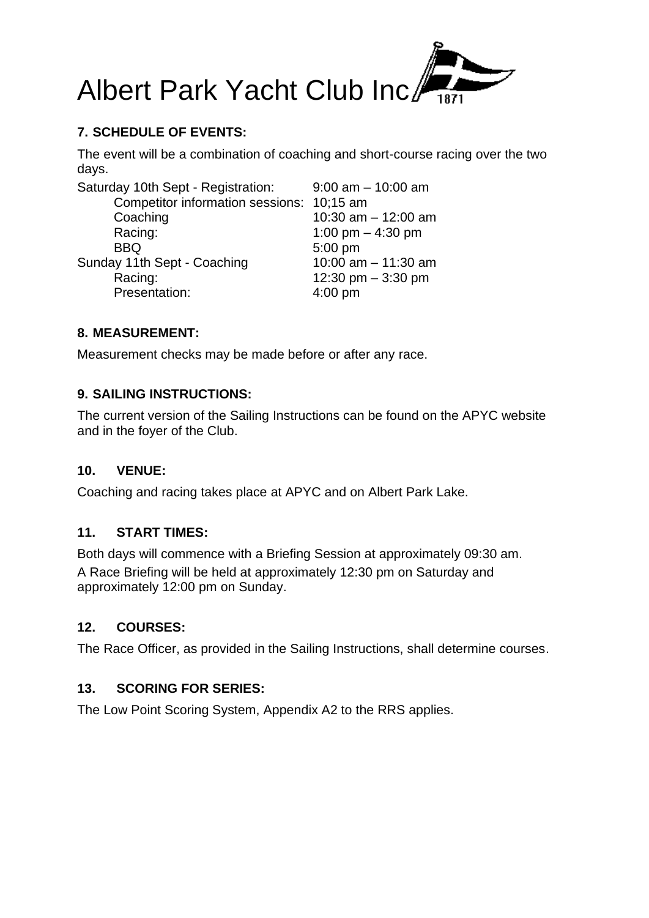# Albert Park Yacht Club Inc

### 7. SCHEDULE OF EVENTS:

The event will be a combination of coaching and short-course racing over the two days.

| | |
|---|---|
| Saturday 10th Sept - Registration: | 9:00 am – 10:00 am |
| Competitor information sessions: | 10;15 am |
| Coaching | 10:30 am – 12:00 am |
| Racing: | 1:00 pm – 4:30 pm |
| BBQ | 5:00 pm |
| Sunday 11th Sept - Coaching | 10:00 am – 11:30 am |
| Racing: | 12:30 pm – 3:30 pm |
| Presentation: | 4:00 pm |

### 8. MEASUREMENT:

Measurement checks may be made before or after any race.

### 9. SAILING INSTRUCTIONS:

The current version of the Sailing Instructions can be found on the APYC website and in the foyer of the Club.

### 10. VENUE:

Coaching and racing takes place at APYC and on Albert Park Lake.

### 11. START TIMES:

Both days will commence with a Briefing Session at approximately 09:30 am.

A Race Briefing will be held at approximately 12:30 pm on Saturday and approximately 12:00 pm on Sunday.

### 12. COURSES:

The Race Officer, as provided in the Sailing Instructions, shall determine courses.

### 13. SCORING FOR SERIES:

The Low Point Scoring System, Appendix A2 to the RRS applies.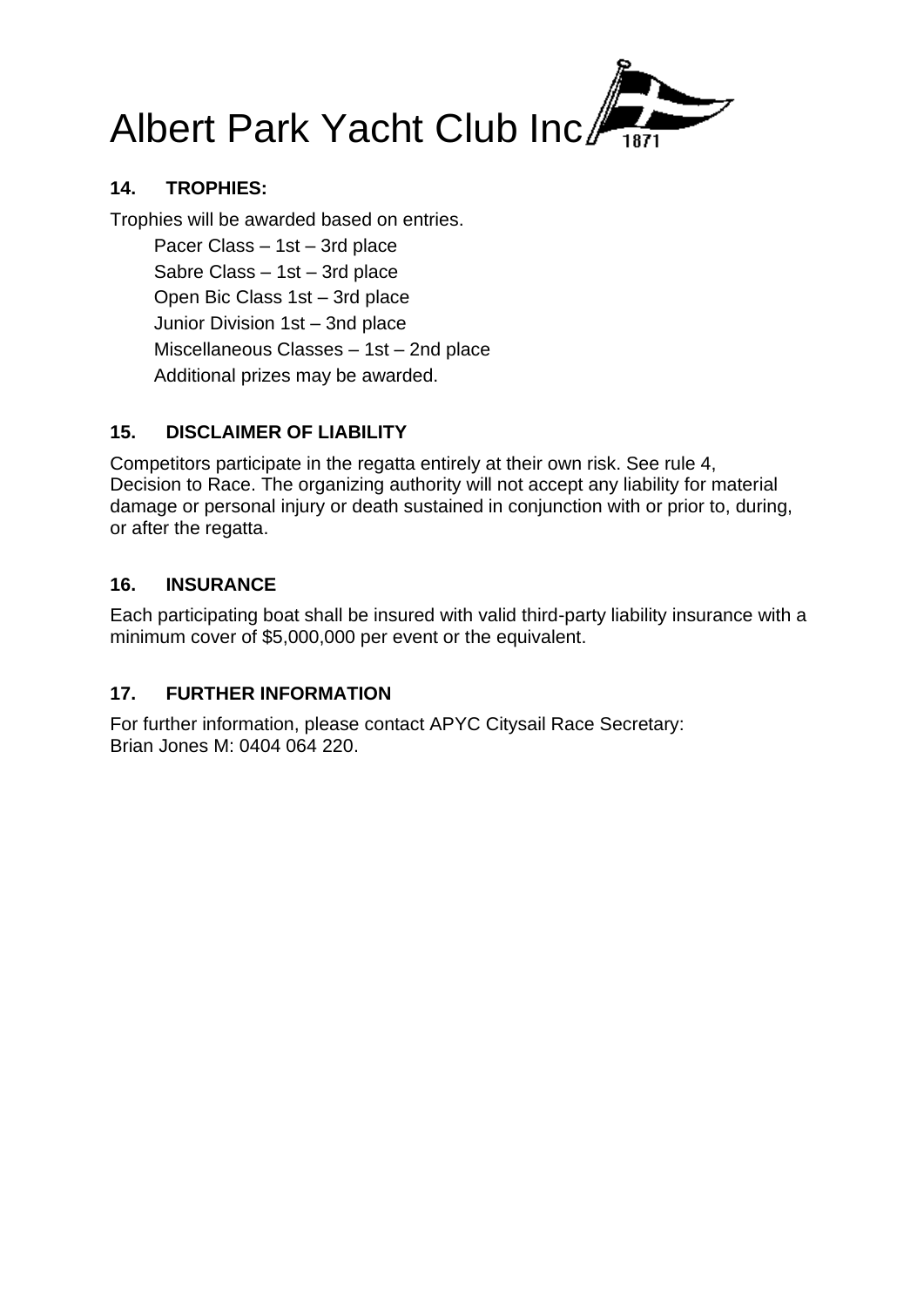## 14. TROPHIES:

Trophies will be awarded based on entries.

Pacer Class – 1st – 3rd place
Sabre Class – 1st – 3rd place
Open Bic Class 1st – 3rd place
Junior Division 1st – 3nd place
Miscellaneous Classes – 1st – 2nd place
Additional prizes may be awarded.

## 15. DISCLAIMER OF LIABILITY

Competitors participate in the regatta entirely at their own risk. See rule 4, Decision to Race. The organizing authority will not accept any liability for material damage or personal injury or death sustained in conjunction with or prior to, during, or after the regatta.

## 16. INSURANCE

Each participating boat shall be insured with valid third-party liability insurance with a minimum cover of $5,000,000 per event or the equivalent.

## 17. FURTHER INFORMATION

For further information, please contact APYC Citysail Race Secretary:
Brian Jones M: 0404 064 220.